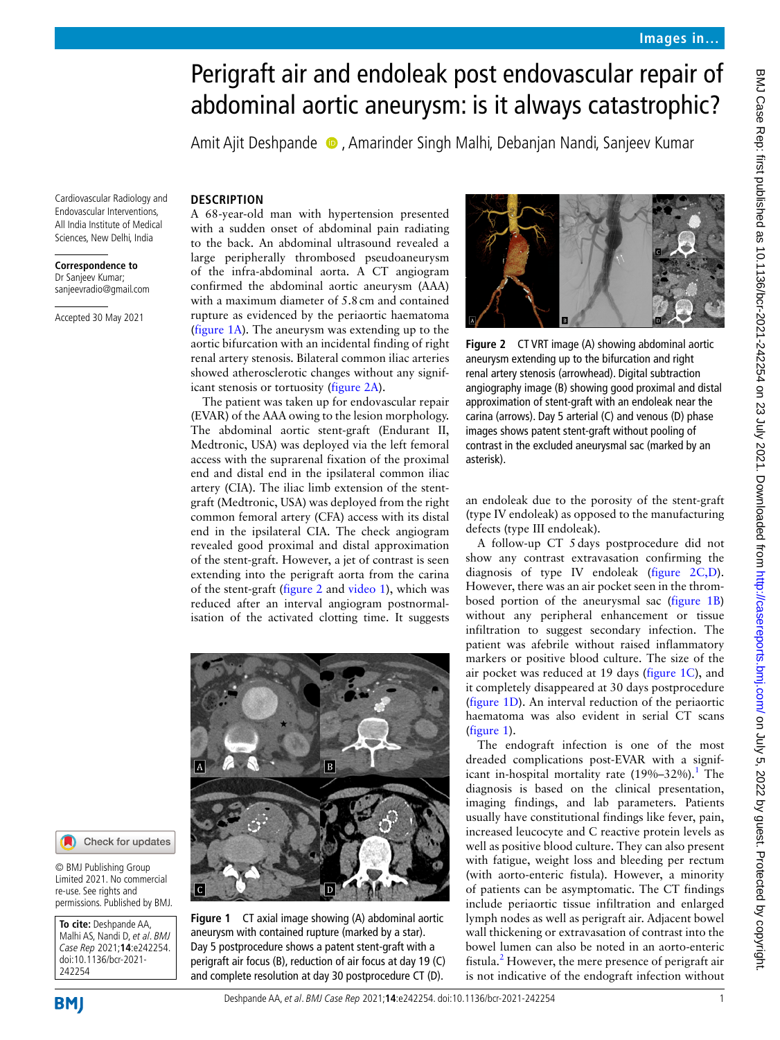# Perigraft air and endoleak post endovascular repair of abdominal aortic aneurysm: is it always catastrophic?

Amit Ajit Deshpande, Amarinder Singh Malhi, Debanjan Nandi, Sanjeev Kumar

Cardiovascular Radiology and Endovascular Interventions, All India Institute of Medical Sciences, New Delhi, India

**Correspondence to** Dr Sanjeev Kumar; sanjeevradio@gmail.com

Accepted 30 May 2021

© BMJ Publishing Group Limited 2021. No commercial re-use. See rights and permissions. Published by BMJ.

**To cite:** Deshpande AA, Malhi AS, Nandi D, *et al. BMJ Case Rep* 2021;**14**:e242254. doi:10.1136/bcr-2021-242254

## DESCRIPTION

A 68-year-old man with hypertension presented with a sudden onset of abdominal pain radiating to the back. An abdominal ultrasound revealed a large peripherally thrombosed pseudoaneurysm of the infra-abdominal aorta. A CT angiogram confirmed the abdominal aortic aneurysm (AAA) with a maximum diameter of 5.8 cm and contained rupture as evidenced by the periaortic haematoma (figure 1A). The aneurysm was extending up to the aortic bifurcation with an incidental finding of right renal artery stenosis. Bilateral common iliac arteries showed atherosclerotic changes without any significant stenosis or tortuosity (figure 2A).

The patient was taken up for endovascular repair (EVAR) of the AAA owing to the lesion morphology. The abdominal aortic stent-graft (Endurant II, Medtronic, USA) was deployed via the left femoral access with the suprarenal fixation of the proximal end and distal end in the ipsilateral common iliac artery (CIA). The iliac limb extension of the stent-graft (Medtronic, USA) was deployed from the right common femoral artery (CFA) access with its distal end in the ipsilateral CIA. The check angiogram revealed good proximal and distal approximation of the stent-graft. However, a jet of contrast is seen extending into the perigraft aorta from the carina of the stent-graft (figure 2 and video 1), which was reduced after an interval angiogram postnormalisation of the activated clotting time. It suggests an endoleak due to the porosity of the stent-graft (type IV endoleak) as opposed to the manufacturing defects (type III endoleak).

Figure 1 CT axial image showing (A) abdominal aortic aneurysm with contained rupture (marked by a star). Day 5 postprocedure shows a patent stent-graft with a perigraft air focus (B), reduction of air focus at day 19 (C) and complete resolution at day 30 postprocedure CT (D).

Figure 2 CT VRT image (A) showing abdominal aortic aneurysm extending up to the bifurcation and right renal artery stenosis (arrowhead). Digital subtraction angiography image (B) showing good proximal and distal approximation of stent-graft with an endoleak near the carina (arrows). Day 5 arterial (C) and venous (D) phase images shows patent stent-graft without pooling of contrast in the excluded aneurysmal sac (marked by an asterisk).

A follow-up CT 5 days postprocedure did not show any contrast extravasation confirming the diagnosis of type IV endoleak (figure 2C,D). However, there was an air pocket seen in the thrombosed portion of the aneurysmal sac (figure 1B) without any peripheral enhancement or tissue infiltration to suggest secondary infection. The patient was afebrile without raised inflammatory markers or positive blood culture. The size of the air pocket was reduced at 19 days (figure 1C), and it completely disappeared at 30 days postprocedure (figure 1D). An interval reduction of the periaortic haematoma was also evident in serial CT scans (figure 1).

The endograft infection is one of the most dreaded complications post-EVAR with a significant in-hospital mortality rate (19%–32%).[1] The diagnosis is based on the clinical presentation, imaging findings, and lab parameters. Patients usually have constitutional findings like fever, pain, increased leucocyte and C reactive protein levels as well as positive blood culture. They can also present with fatigue, weight loss and bleeding per rectum (with aorto-enteric fistula). However, a minority of patients can be asymptomatic. The CT findings include periaortic tissue infiltration and enlarged lymph nodes as well as perigraft air. Adjacent bowel wall thickening or extravasation of contrast into the bowel lumen can also be noted in an aorto-enteric fistula.[2] However, the mere presence of perigraft air is not indicative of the endograft infection without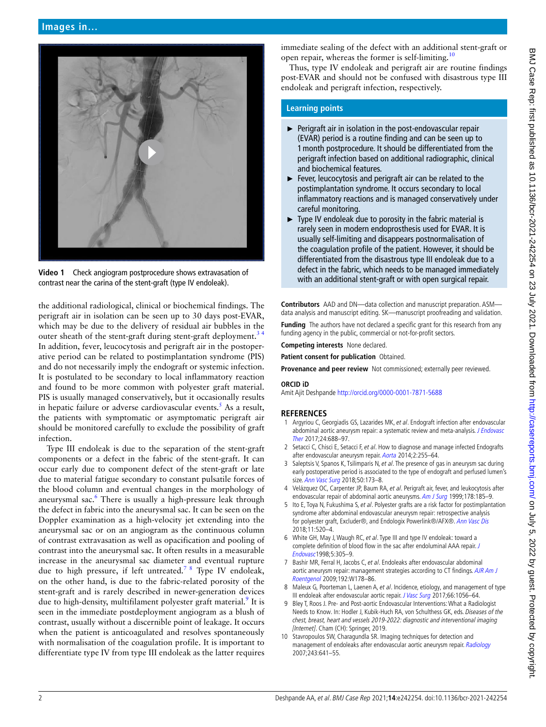Video 1 Check angiogram postprocedure shows extravasation of contrast near the carina of the stent-graft (type IV endoleak).

the additional radiological, clinical or biochemical findings. The perigraft air in isolation can be seen up to 30 days post-EVAR, which may be due to the delivery of residual air bubbles in the outer sheath of the stent-graft during stent-graft deployment.[3,4] In addition, fever, leucocytosis and perigraft air in the postoperative period can be related to postimplantation syndrome (PIS) and do not necessarily imply the endograft or systemic infection. It is postulated to be secondary to local inflammatory reaction and found to be more common with polyester graft material. PIS is usually managed conservatively, but it occasionally results in hepatic failure or adverse cardiovascular events.[5] As a result, the patients with symptomatic or asymptomatic perigraft air should be monitored carefully to exclude the possibility of graft infection.

Type III endoleak is due to the separation of the stent-graft components or a defect in the fabric of the stent-graft. It can occur early due to component defect of the stent-graft or late due to material fatigue secondary to constant pulsatile forces of the blood column and eventual changes in the morphology of aneurysmal sac.[6] There is usually a high-pressure leak through the defect in fabric into the aneurysmal sac. It can be seen on the Doppler examination as a high-velocity jet extending into the aneurysmal sac or on an angiogram as the continuous column of contrast extravasation as well as opacification and pooling of contrast into the aneurysmal sac. It often results in a measurable increase in the aneurysmal sac diameter and eventual rupture due to high pressure, if left untreated.[7,8] Type IV endoleak, on the other hand, is due to the fabric-related porosity of the stent-graft and is rarely described in newer-generation devices due to high-density, multifilament polyester graft material.[9] It is seen in the immediate postdeployment angiogram as a blush of contrast, usually without a discernible point of leakage. It occurs when the patient is anticoagulated and resolves spontaneously with normalisation of the coagulation profile. It is important to differentiate type IV from type III endoleak as the latter requires immediate sealing of the defect with an additional stent-graft or open repair, whereas the former is self-limiting.[10]

Thus, type IV endoleak and perigraft air are routine findings post-EVAR and should not be confused with disastrous type III endoleak and perigraft infection, respectively.

## Learning points

- Perigraft air in isolation in the post-endovascular repair (EVAR) period is a routine finding and can be seen up to 1 month postprocedure. It should be differentiated from the perigraft infection based on additional radiographic, clinical and biochemical features.
- Fever, leucocytosis and perigraft air can be related to the postimplantation syndrome. It occurs secondary to local inflammatory reactions and is managed conservatively under careful monitoring.
- Type IV endoleak due to porosity in the fabric material is rarely seen in modern endoprosthesis used for EVAR. It is usually self-limiting and disappears postnormalisation of the coagulation profile of the patient. However, it should be differentiated from the disastrous type III endoleak due to a defect in the fabric, which needs to be managed immediately with an additional stent-graft or with open surgical repair.

**Contributors** AAD and DN—data collection and manuscript preparation. ASM—data analysis and manuscript editing. SK—manuscript proofreading and validation.

**Funding** The authors have not declared a specific grant for this research from any funding agency in the public, commercial or not-for-profit sectors.

**Competing interests** None declared.

**Patient consent for publication** Obtained.

**Provenance and peer review** Not commissioned; externally peer reviewed.

**ORCID iD**

Amit Ajit Deshpande http://orcid.org/0000-0001-7871-5688

## REFERENCES

1. Argyriou C, Georgiadis GS, Lazarides MK, *et al*. Endograft infection after endovascular abdominal aortic aneurysm repair: a systematic review and meta-analysis. *J Endovasc Ther* 2017;24:688–97.
2. Setacci C, Chisci E, Setacci F, *et al*. How to diagnose and manage infected Endografts after endovascular aneurysm repair. *Aorta* 2014;2:255–64.
3. Saleptsis V, Spanos K, Tsilimparis N, *et al*. The presence of gas in aneurysm sac during early postoperative period is associated to the type of endograft and perfused lumen's size. *Ann Vasc Surg* 2018;50:173–8.
4. Velázquez OC, Carpenter JP, Baum RA, *et al*. Perigraft air, fever, and leukocytosis after endovascular repair of abdominal aortic aneurysms. *Am J Surg* 1999;178:185–9.
5. Ito E, Toya N, Fukushima S, *et al*. Polyester grafts are a risk factor for postimplantation syndrome after abdominal endovascular aneurysm repair: retrospective analysis for polyester graft, Excluder®, and Endologix Powerlink®/AFX®. *Ann Vasc Dis* 2018;11:520–4.
6. White GH, May J, Waugh RC, *et al*. Type III and type IV endoleak: toward a complete definition of blood flow in the sac after endoluminal AAA repair. *J Endovasc* 1998;5:305–9.
7. Bashir MR, Ferral H, Jacobs C, *et al*. Endoleaks after endovascular abdominal aortic aneurysm repair: management strategies according to CT findings. *AJR Am J Roentgenol* 2009;192:W178–86.
8. Maleux G, Poorteman L, Laenen A, *et al*. Incidence, etiology, and management of type III endoleak after endovascular aortic repair. *J Vasc Surg* 2017;66:1056–64.
9. Bley T, Roos J. Pre- and Post-aortic Endovascular Interventions: What a Radiologist Needs to Know. In: Hodler J, Kubik-Huch RA, von Schulthess GK, eds. *Diseases of the chest, breast, heart and vessels 2019-2022: diagnostic and interventional imaging [Internet]*. Cham (CH): Springer, 2019.
10. Stavropoulos SW, Charagundla SR. Imaging techniques for detection and management of endoleaks after endovascular aortic aneurysm repair. *Radiology* 2007;243:641–55.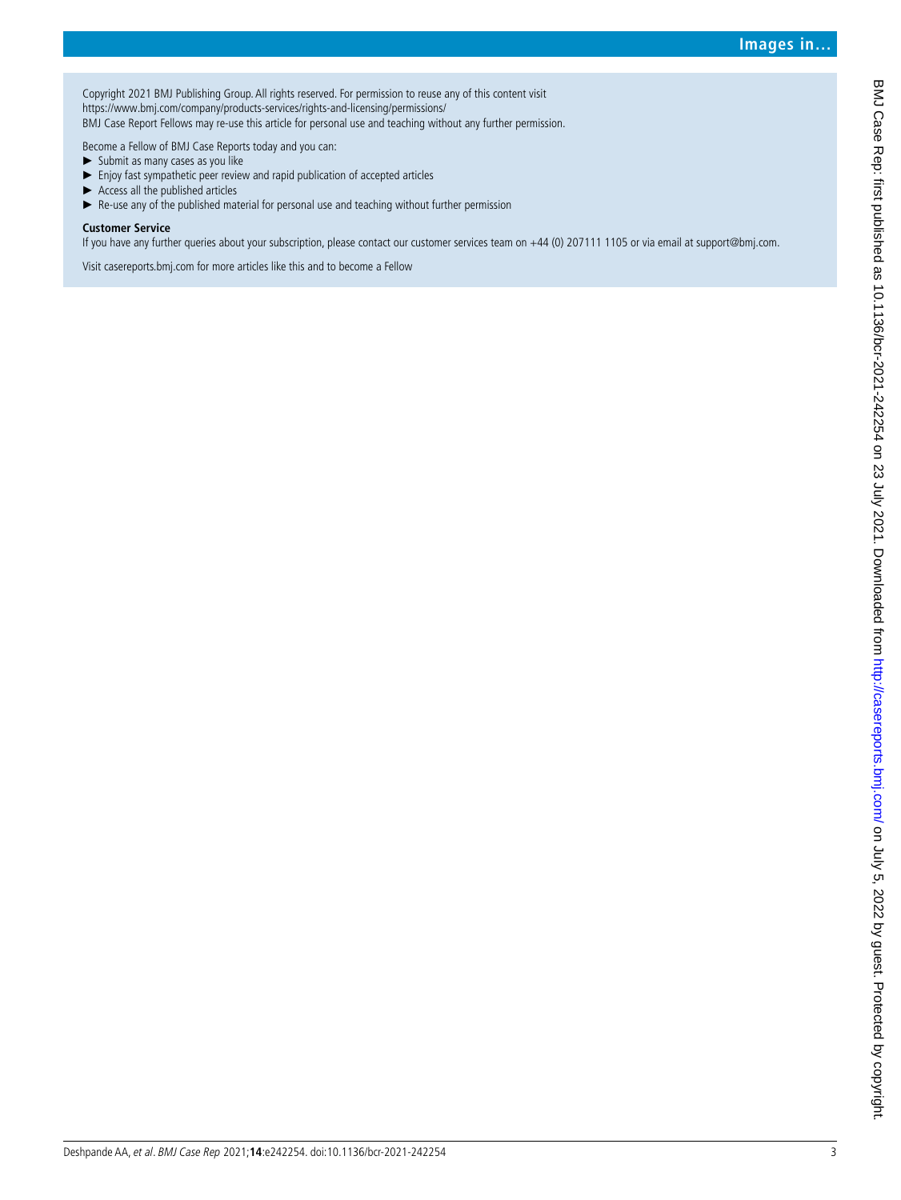Copyright 2021 BMJ Publishing Group. All rights reserved. For permission to reuse any of this content visit
https://www.bmj.com/company/products-services/rights-and-licensing/permissions/
BMJ Case Report Fellows may re-use this article for personal use and teaching without any further permission.

Become a Fellow of BMJ Case Reports today and you can:

- ► Submit as many cases as you like
- ► Enjoy fast sympathetic peer review and rapid publication of accepted articles
- ► Access all the published articles
- ► Re-use any of the published material for personal use and teaching without further permission

**Customer Service**

If you have any further queries about your subscription, please contact our customer services team on +44 (0) 207111 1105 or via email at support@bmj.com.

Visit casereports.bmj.com for more articles like this and to become a Fellow